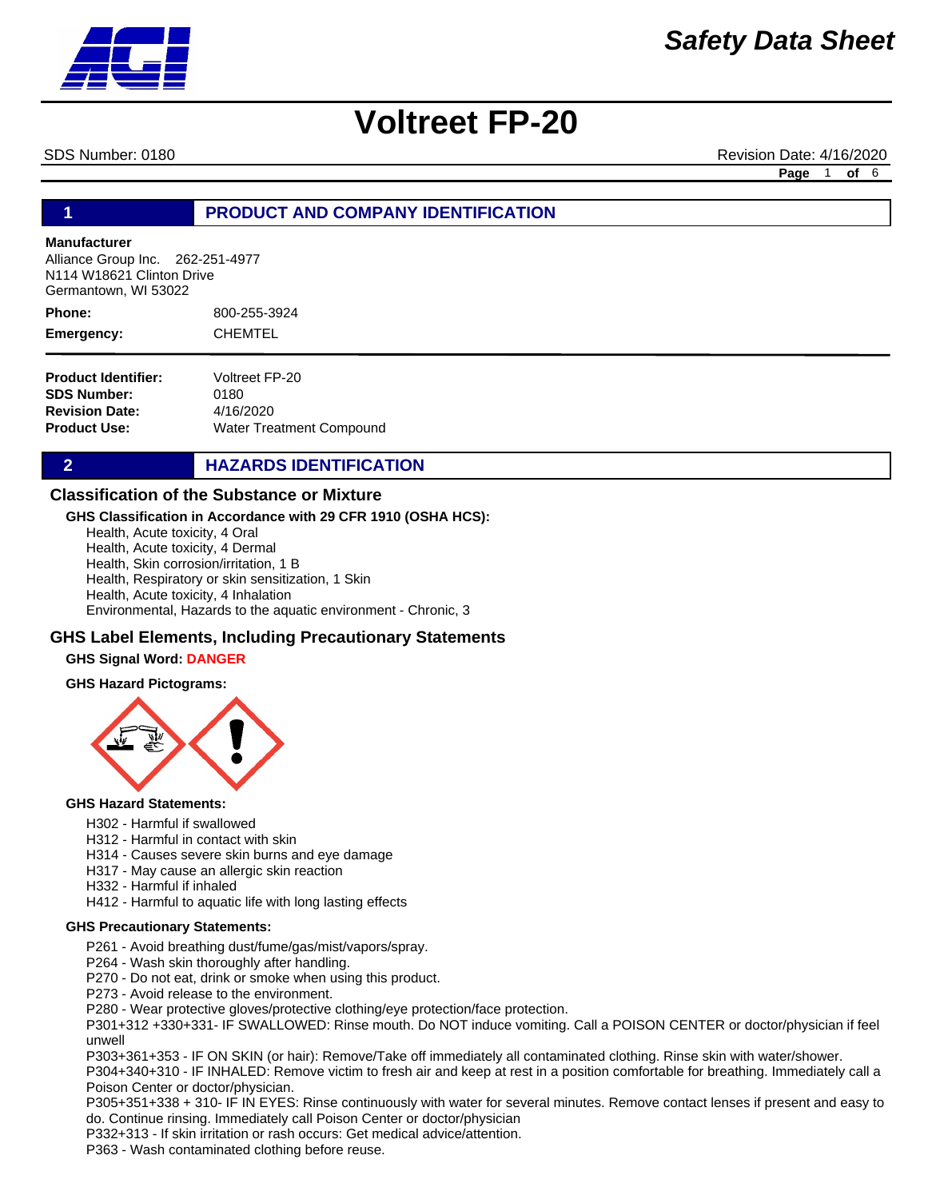# Voltreet FP-20

SDS Number: 0180 Revision Date: 4/16/2020

## 1 PRODUCT AND COMPANY IDENTIFICATION

**Manufacturer**
Alliance Group Inc. 262-251-4977
N114 W18621 Clinton Drive
Germantown, WI 53022

**Phone:** 800-255-3924

**Emergency:** CHEMTEL

**Product Identifier:** Voltreet FP-20
**SDS Number:** 0180
**Revision Date:** 4/16/2020
**Product Use:** Water Treatment Compound

## 2 HAZARDS IDENTIFICATION

### Classification of the Substance or Mixture

**GHS Classification in Accordance with 29 CFR 1910 (OSHA HCS):**

Health, Acute toxicity, 4 Oral
Health, Acute toxicity, 4 Dermal
Health, Skin corrosion/irritation, 1 B
Health, Respiratory or skin sensitization, 1 Skin
Health, Acute toxicity, 4 Inhalation
Environmental, Hazards to the aquatic environment - Chronic, 3

### GHS Label Elements, Including Precautionary Statements

**GHS Signal Word: DANGER**

**GHS Hazard Pictograms:**

**GHS Hazard Statements:**

H302 - Harmful if swallowed
H312 - Harmful in contact with skin
H314 - Causes severe skin burns and eye damage
H317 - May cause an allergic skin reaction
H332 - Harmful if inhaled
H412 - Harmful to aquatic life with long lasting effects

**GHS Precautionary Statements:**

P261 - Avoid breathing dust/fume/gas/mist/vapors/spray.
P264 - Wash skin thoroughly after handling.
P270 - Do not eat, drink or smoke when using this product.
P273 - Avoid release to the environment.
P280 - Wear protective gloves/protective clothing/eye protection/face protection.
P301+312 +330+331- IF SWALLOWED: Rinse mouth. Do NOT induce vomiting. Call a POISON CENTER or doctor/physician if feel unwell
P303+361+353 - IF ON SKIN (or hair): Remove/Take off immediately all contaminated clothing. Rinse skin with water/shower.
P304+340+310 - IF INHALED: Remove victim to fresh air and keep at rest in a position comfortable for breathing. Immediately call a Poison Center or doctor/physician.
P305+351+338 + 310- IF IN EYES: Rinse continuously with water for several minutes. Remove contact lenses if present and easy to do. Continue rinsing. Immediately call Poison Center or doctor/physician
P332+313 - If skin irritation or rash occurs: Get medical advice/attention.
P363 - Wash contaminated clothing before reuse.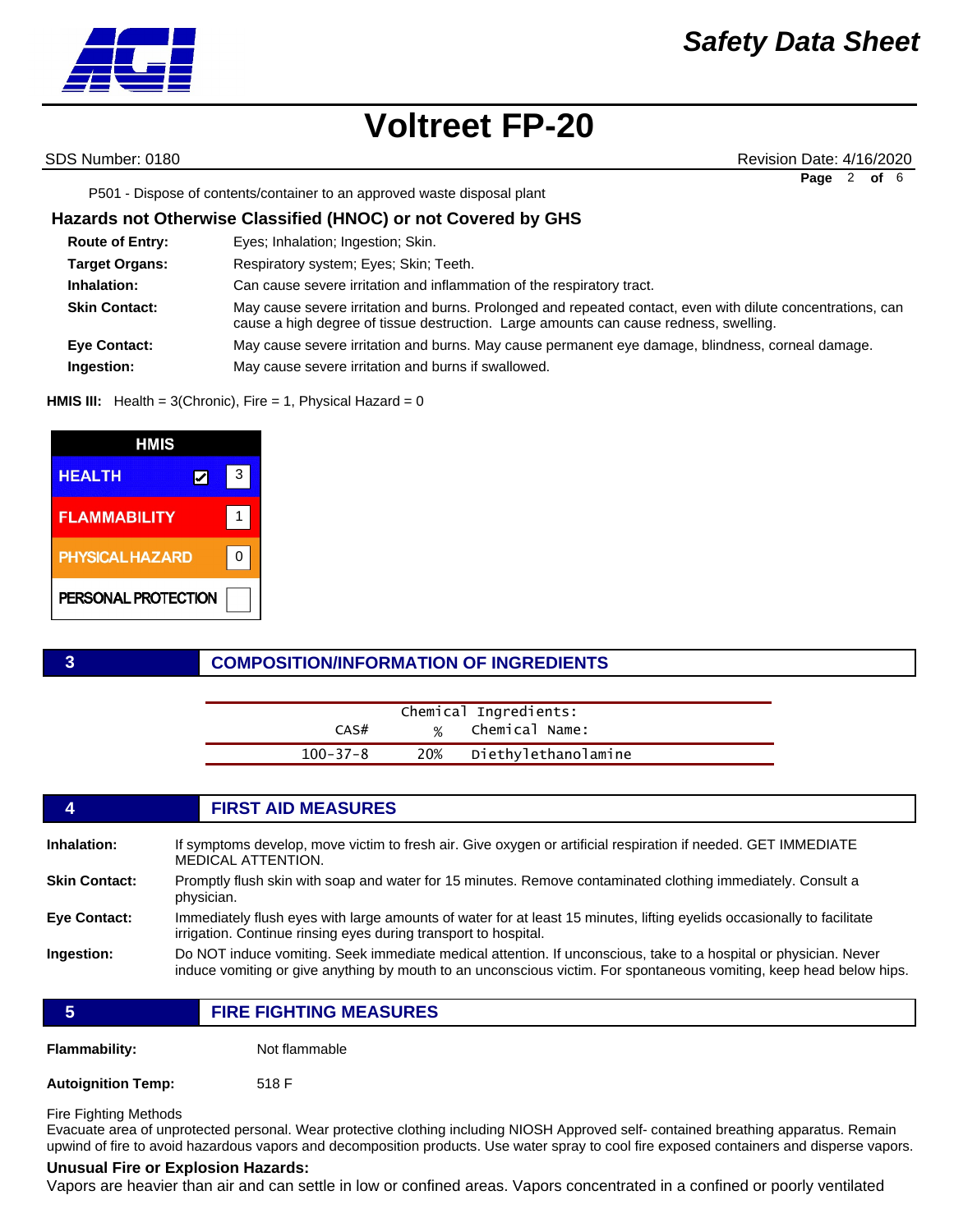P501 - Dispose of contents/container to an approved waste disposal plant

### Hazards not Otherwise Classified (HNOC) or not Covered by GHS

**Route of Entry:** Eyes; Inhalation; Ingestion; Skin.

**Target Organs:** Respiratory system; Eyes; Skin; Teeth.

**Inhalation:** Can cause severe irritation and inflammation of the respiratory tract.

**Skin Contact:** May cause severe irritation and burns. Prolonged and repeated contact, even with dilute concentrations, can cause a high degree of tissue destruction. Large amounts can cause redness, swelling.

**Eye Contact:** May cause severe irritation and burns. May cause permanent eye damage, blindness, corneal damage.

**Ingestion:** May cause severe irritation and burns if swallowed.

**HMIS III:** Health = 3(Chronic), Fire = 1, Physical Hazard = 0

| HMIS | |
|---|---|
| HEALTH ☑ | 3 |
| FLAMMABILITY | 1 |
| PHYSICAL HAZARD | 0 |
| PERSONAL PROTECTION | |

## 3 COMPOSITION/INFORMATION OF INGREDIENTS

| Chemical Ingredients: | | |
|---|---|---|
| CAS# | % | Chemical Name: |
| 100-37-8 | 20% | Diethylethanolamine |

## 4 FIRST AID MEASURES

**Inhalation:** If symptoms develop, move victim to fresh air. Give oxygen or artificial respiration if needed. GET IMMEDIATE MEDICAL ATTENTION.

**Skin Contact:** Promptly flush skin with soap and water for 15 minutes. Remove contaminated clothing immediately. Consult a physician.

**Eye Contact:** Immediately flush eyes with large amounts of water for at least 15 minutes, lifting eyelids occasionally to facilitate irrigation. Continue rinsing eyes during transport to hospital.

**Ingestion:** Do NOT induce vomiting. Seek immediate medical attention. If unconscious, take to a hospital or physician. Never induce vomiting or give anything by mouth to an unconscious victim. For spontaneous vomiting, keep head below hips.

## 5 FIRE FIGHTING MEASURES

**Flammability:** Not flammable

**Autoignition Temp:** 518 F

Fire Fighting Methods
Evacuate area of unprotected personal. Wear protective clothing including NIOSH Approved self- contained breathing apparatus. Remain upwind of fire to avoid hazardous vapors and decomposition products. Use water spray to cool fire exposed containers and disperse vapors.

**Unusual Fire or Explosion Hazards:**
Vapors are heavier than air and can settle in low or confined areas. Vapors concentrated in a confined or poorly ventilated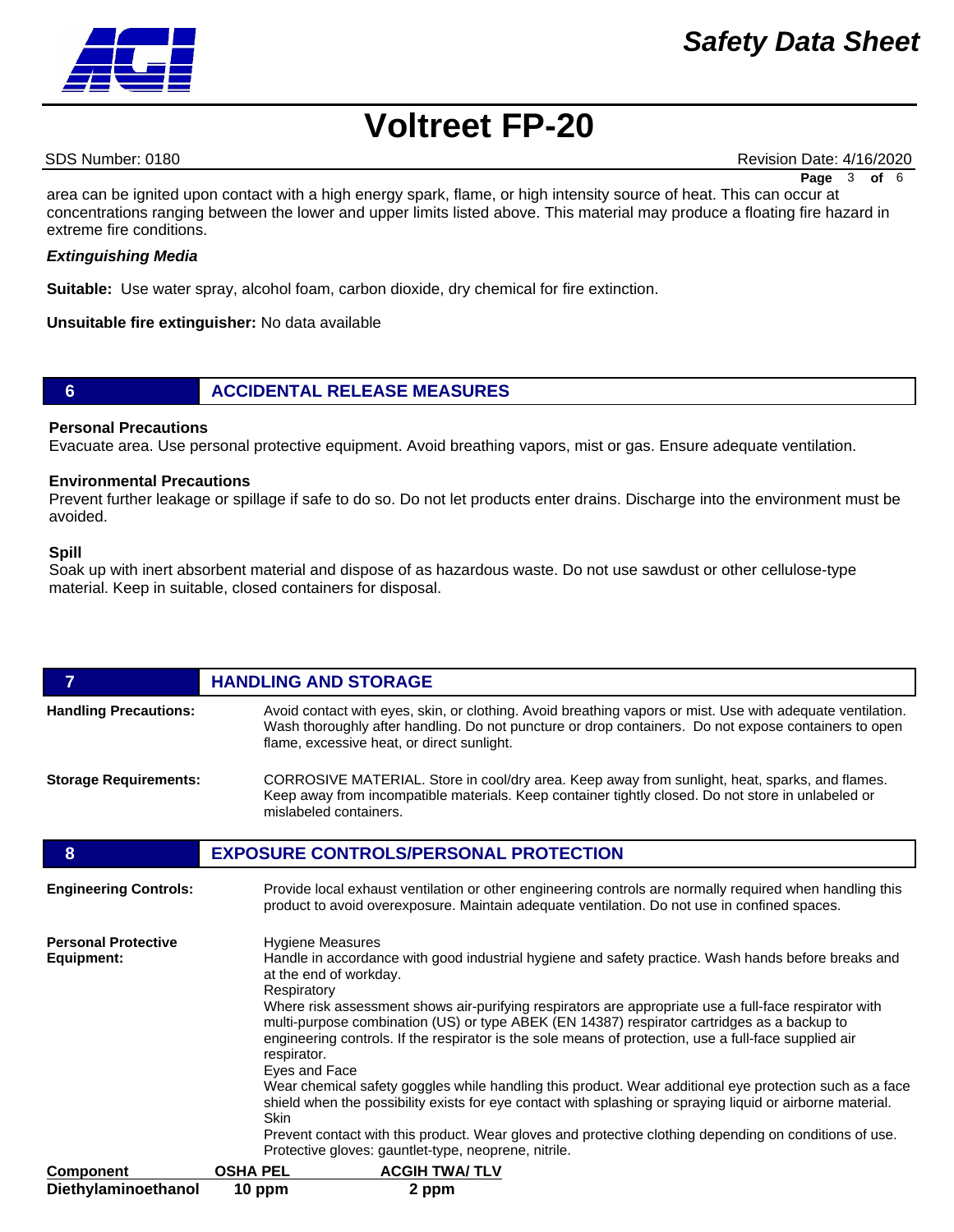area can be ignited upon contact with a high energy spark, flame, or high intensity source of heat. This can occur at concentrations ranging between the lower and upper limits listed above. This material may produce a floating fire hazard in extreme fire conditions.

***Extinguishing Media***

**Suitable:** Use water spray, alcohol foam, carbon dioxide, dry chemical for fire extinction.

**Unsuitable fire extinguisher:** No data available

## 6 ACCIDENTAL RELEASE MEASURES

**Personal Precautions**
Evacuate area. Use personal protective equipment. Avoid breathing vapors, mist or gas. Ensure adequate ventilation.

**Environmental Precautions**
Prevent further leakage or spillage if safe to do so. Do not let products enter drains. Discharge into the environment must be avoided.

**Spill**
Soak up with inert absorbent material and dispose of as hazardous waste. Do not use sawdust or other cellulose-type material. Keep in suitable, closed containers for disposal.

## 7 HANDLING AND STORAGE

**Handling Precautions:** Avoid contact with eyes, skin, or clothing. Avoid breathing vapors or mist. Use with adequate ventilation. Wash thoroughly after handling. Do not puncture or drop containers. Do not expose containers to open flame, excessive heat, or direct sunlight.

**Storage Requirements:** CORROSIVE MATERIAL. Store in cool/dry area. Keep away from sunlight, heat, sparks, and flames. Keep away from incompatible materials. Keep container tightly closed. Do not store in unlabeled or mislabeled containers.

## 8 EXPOSURE CONTROLS/PERSONAL PROTECTION

**Engineering Controls:** Provide local exhaust ventilation or other engineering controls are normally required when handling this product to avoid overexposure. Maintain adequate ventilation. Do not use in confined spaces.

**Personal Protective Equipment:**

Hygiene Measures
Handle in accordance with good industrial hygiene and safety practice. Wash hands before breaks and at the end of workday.

Respiratory
Where risk assessment shows air-purifying respirators are appropriate use a full-face respirator with multi-purpose combination (US) or type ABEK (EN 14387) respirator cartridges as a backup to engineering controls. If the respirator is the sole means of protection, use a full-face supplied air respirator.

Eyes and Face
Wear chemical safety goggles while handling this product. Wear additional eye protection such as a face shield when the possibility exists for eye contact with splashing or spraying liquid or airborne material.

Skin
Prevent contact with this product. Wear gloves and protective clothing depending on conditions of use. Protective gloves: gauntlet-type, neoprene, nitrile.

| Component | OSHA PEL | ACGIH TWA/ TLV |
|---|---|---|
| **Diethylaminoethanol** | **10 ppm** | **2 ppm** |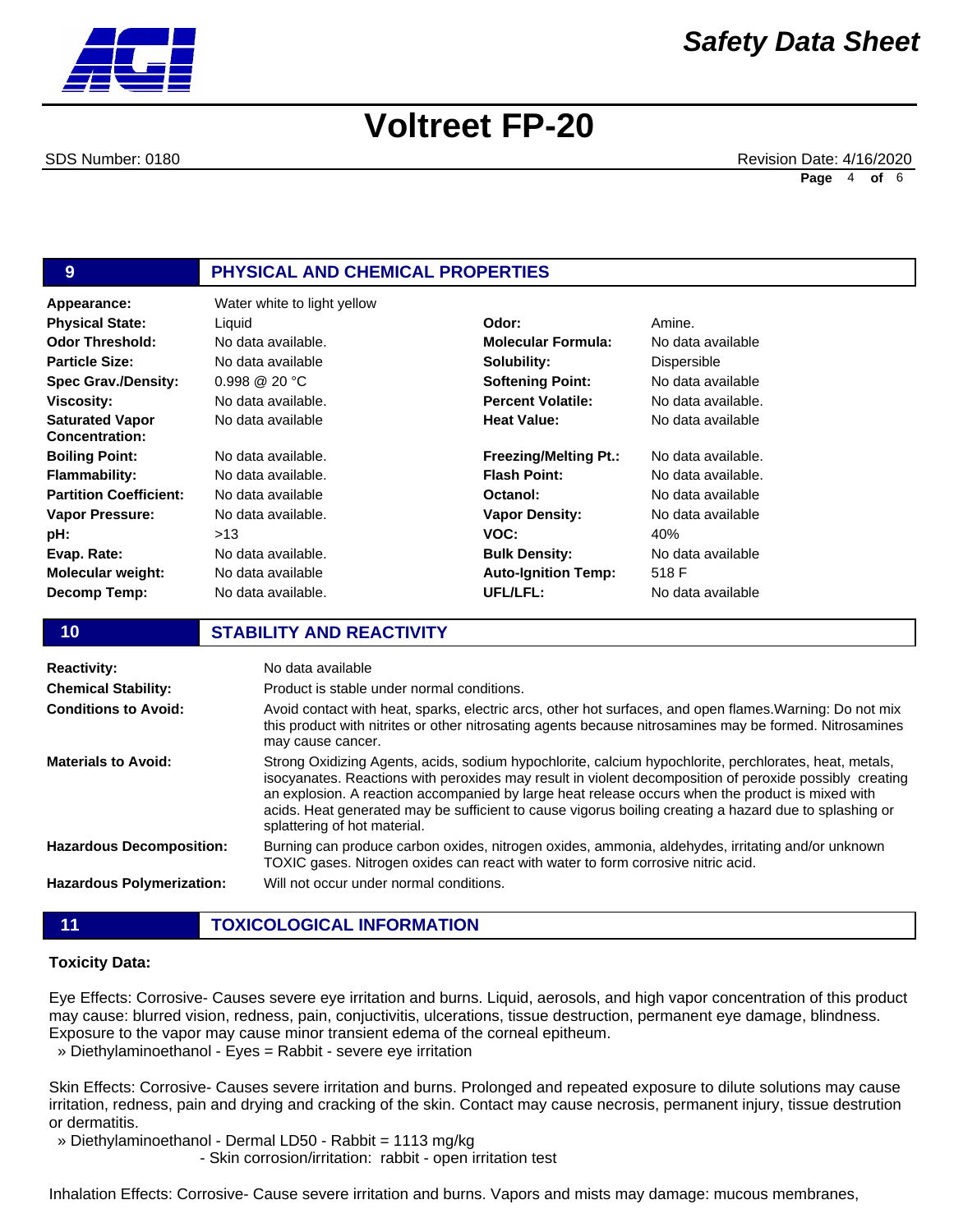## 9 PHYSICAL AND CHEMICAL PROPERTIES

| | | | |
|---|---|---|---|
| **Appearance:** | Water white to light yellow | | |
| **Physical State:** | Liquid | **Odor:** | Amine. |
| **Odor Threshold:** | No data available. | **Molecular Formula:** | No data available |
| **Particle Size:** | No data available | **Solubility:** | Dispersible |
| **Spec Grav./Density:** | 0.998 @ 20 °C | **Softening Point:** | No data available |
| **Viscosity:** | No data available. | **Percent Volatile:** | No data available. |
| **Saturated Vapor Concentration:** | No data available | **Heat Value:** | No data available |
| **Boiling Point:** | No data available. | **Freezing/Melting Pt.:** | No data available. |
| **Flammability:** | No data available. | **Flash Point:** | No data available. |
| **Partition Coefficient:** | No data available | **Octanol:** | No data available |
| **Vapor Pressure:** | No data available. | **Vapor Density:** | No data available |
| **pH:** | >13 | **VOC:** | 40% |
| **Evap. Rate:** | No data available. | **Bulk Density:** | No data available |
| **Molecular weight:** | No data available | **Auto-Ignition Temp:** | 518 F |
| **Decomp Temp:** | No data available. | **UFL/LFL:** | No data available |

## 10 STABILITY AND REACTIVITY

| | |
|---|---|
| **Reactivity:** | No data available |
| **Chemical Stability:** | Product is stable under normal conditions. |
| **Conditions to Avoid:** | Avoid contact with heat, sparks, electric arcs, other hot surfaces, and open flames.Warning: Do not mix this product with nitrites or other nitrosating agents because nitrosamines may be formed. Nitrosamines may cause cancer. |
| **Materials to Avoid:** | Strong Oxidizing Agents, acids, sodium hypochlorite, calcium hypochlorite, perchlorates, heat, metals, isocyanates. Reactions with peroxides may result in violent decomposition of peroxide possibly creating an explosion. A reaction accompanied by large heat release occurs when the product is mixed with acids. Heat generated may be sufficient to cause vigorus boiling creating a hazard due to splashing or splattering of hot material. |
| **Hazardous Decomposition:** | Burning can produce carbon oxides, nitrogen oxides, ammonia, aldehydes, irritating and/or unknown TOXIC gases. Nitrogen oxides can react with water to form corrosive nitric acid. |
| **Hazardous Polymerization:** | Will not occur under normal conditions. |

## 11 TOXICOLOGICAL INFORMATION

**Toxicity Data:**

Eye Effects: Corrosive- Causes severe eye irritation and burns. Liquid, aerosols, and high vapor concentration of this product may cause: blurred vision, redness, pain, conjuctivitis, ulcerations, tissue destruction, permanent eye damage, blindness. Exposure to the vapor may cause minor transient edema of the corneal epitheum.
» Diethylaminoethanol - Eyes = Rabbit - severe eye irritation

Skin Effects: Corrosive- Causes severe irritation and burns. Prolonged and repeated exposure to dilute solutions may cause irritation, redness, pain and drying and cracking of the skin. Contact may cause necrosis, permanent injury, tissue destrution or dermatitis.
» Diethylaminoethanol - Dermal LD50 - Rabbit = 1113 mg/kg
- Skin corrosion/irritation: rabbit - open irritation test

Inhalation Effects: Corrosive- Cause severe irritation and burns. Vapors and mists may damage: mucous membranes,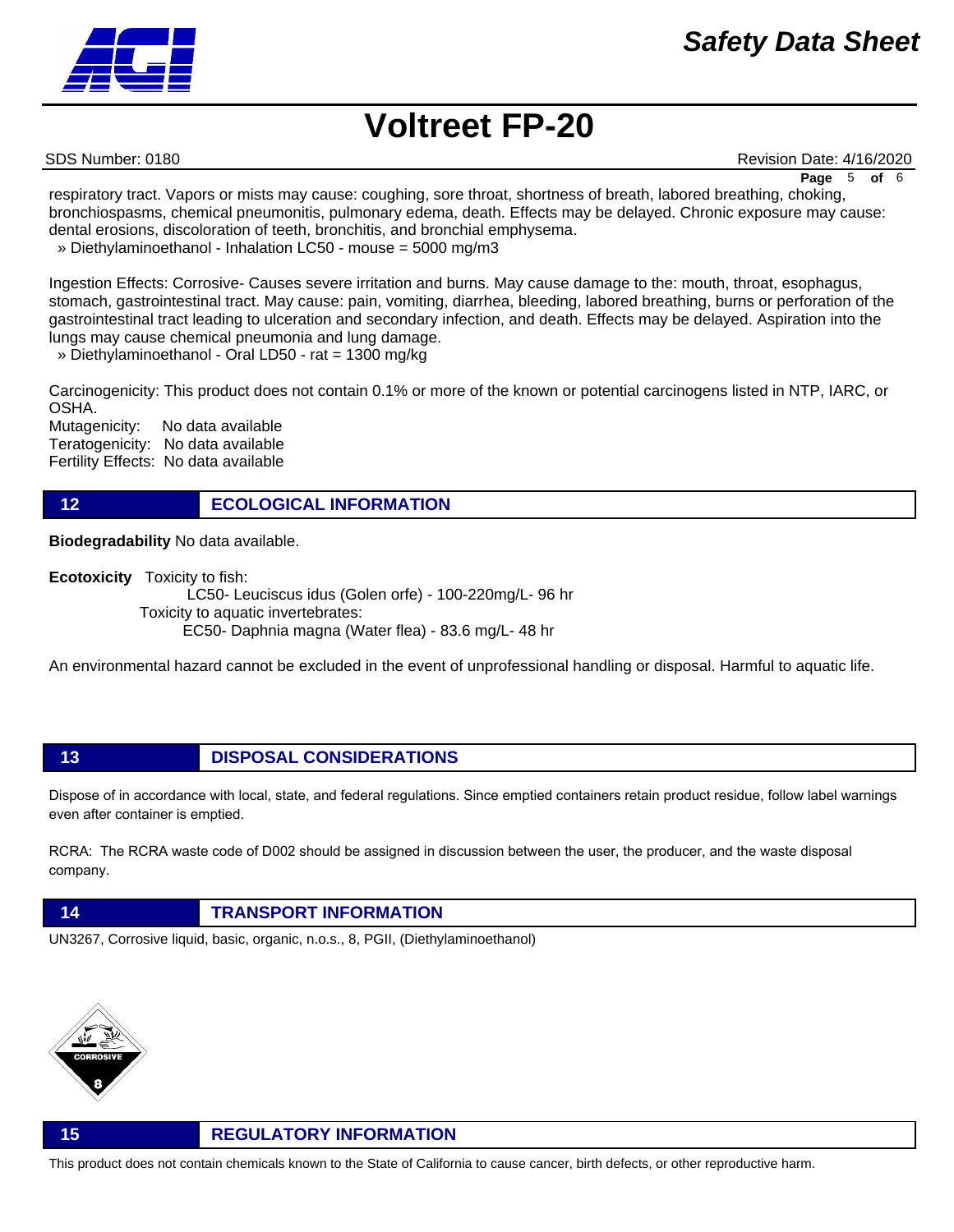respiratory tract. Vapors or mists may cause: coughing, sore throat, shortness of breath, labored breathing, choking, bronchiospasms, chemical pneumonitis, pulmonary edema, death. Effects may be delayed. Chronic exposure may cause: dental erosions, discoloration of teeth, bronchitis, and bronchial emphysema.

» Diethylaminoethanol - Inhalation LC50 - mouse = 5000 mg/m3

Ingestion Effects: Corrosive- Causes severe irritation and burns. May cause damage to the: mouth, throat, esophagus, stomach, gastrointestinal tract. May cause: pain, vomiting, diarrhea, bleeding, labored breathing, burns or perforation of the gastrointestinal tract leading to ulceration and secondary infection, and death. Effects may be delayed. Aspiration into the lungs may cause chemical pneumonia and lung damage.

» Diethylaminoethanol - Oral LD50 - rat = 1300 mg/kg

Carcinogenicity: This product does not contain 0.1% or more of the known or potential carcinogens listed in NTP, IARC, or OSHA.

Mutagenicity: No data available

Teratogenicity: No data available

Fertility Effects: No data available

## 12 ECOLOGICAL INFORMATION

**Biodegradability** No data available.

**Ecotoxicity** Toxicity to fish:

LC50- Leuciscus idus (Golen orfe) - 100-220mg/L- 96 hr

Toxicity to aquatic invertebrates:

EC50- Daphnia magna (Water flea) - 83.6 mg/L- 48 hr

An environmental hazard cannot be excluded in the event of unprofessional handling or disposal. Harmful to aquatic life.

## 13 DISPOSAL CONSIDERATIONS

Dispose of in accordance with local, state, and federal regulations. Since emptied containers retain product residue, follow label warnings even after container is emptied.

RCRA: The RCRA waste code of D002 should be assigned in discussion between the user, the producer, and the waste disposal company.

## 14 TRANSPORT INFORMATION

UN3267, Corrosive liquid, basic, organic, n.o.s., 8, PGII, (Diethylaminoethanol)

## 15 REGULATORY INFORMATION

This product does not contain chemicals known to the State of California to cause cancer, birth defects, or other reproductive harm.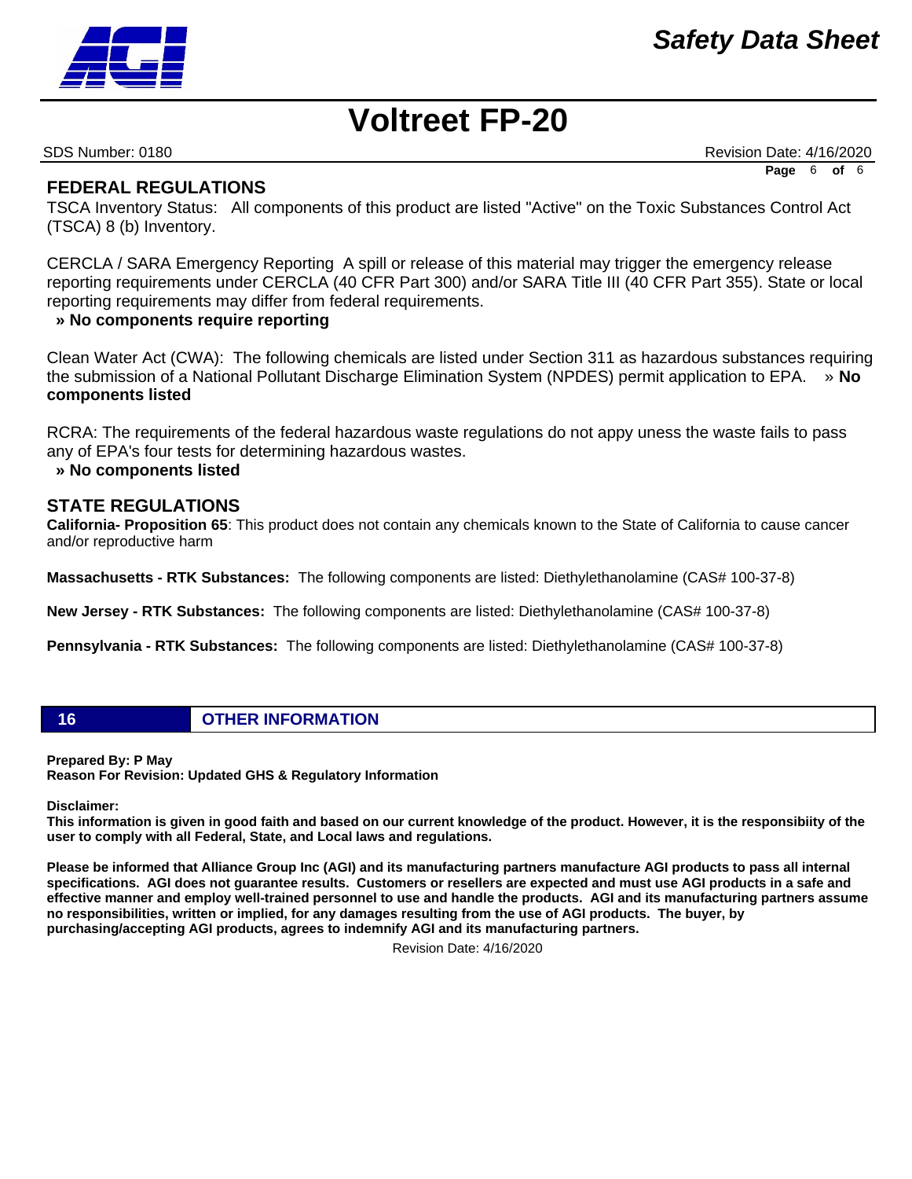### FEDERAL REGULATIONS

TSCA Inventory Status: All components of this product are listed "Active" on the Toxic Substances Control Act (TSCA) 8 (b) Inventory.

CERCLA / SARA Emergency Reporting A spill or release of this material may trigger the emergency release reporting requirements under CERCLA (40 CFR Part 300) and/or SARA Title III (40 CFR Part 355). State or local reporting requirements may differ from federal requirements.

**» No components require reporting**

Clean Water Act (CWA): The following chemicals are listed under Section 311 as hazardous substances requiring the submission of a National Pollutant Discharge Elimination System (NPDES) permit application to EPA. » **No components listed**

RCRA: The requirements of the federal hazardous waste regulations do not appy uness the waste fails to pass any of EPA's four tests for determining hazardous wastes.

**» No components listed**

### STATE REGULATIONS

**California- Proposition 65**: This product does not contain any chemicals known to the State of California to cause cancer and/or reproductive harm

**Massachusetts - RTK Substances:** The following components are listed: Diethylethanolamine (CAS# 100-37-8)

**New Jersey - RTK Substances:** The following components are listed: Diethylethanolamine (CAS# 100-37-8)

**Pennsylvania - RTK Substances:** The following components are listed: Diethylethanolamine (CAS# 100-37-8)

## 16 OTHER INFORMATION

**Prepared By: P May**
**Reason For Revision: Updated GHS & Regulatory Information**

**Disclaimer:**
**This information is given in good faith and based on our current knowledge of the product. However, it is the responsibiity of the user to comply with all Federal, State, and Local laws and regulations.**

**Please be informed that Alliance Group Inc (AGI) and its manufacturing partners manufacture AGI products to pass all internal specifications. AGI does not guarantee results. Customers or resellers are expected and must use AGI products in a safe and effective manner and employ well-trained personnel to use and handle the products. AGI and its manufacturing partners assume no responsibilities, written or implied, for any damages resulting from the use of AGI products. The buyer, by purchasing/accepting AGI products, agrees to indemnify AGI and its manufacturing partners.**

Revision Date: 4/16/2020